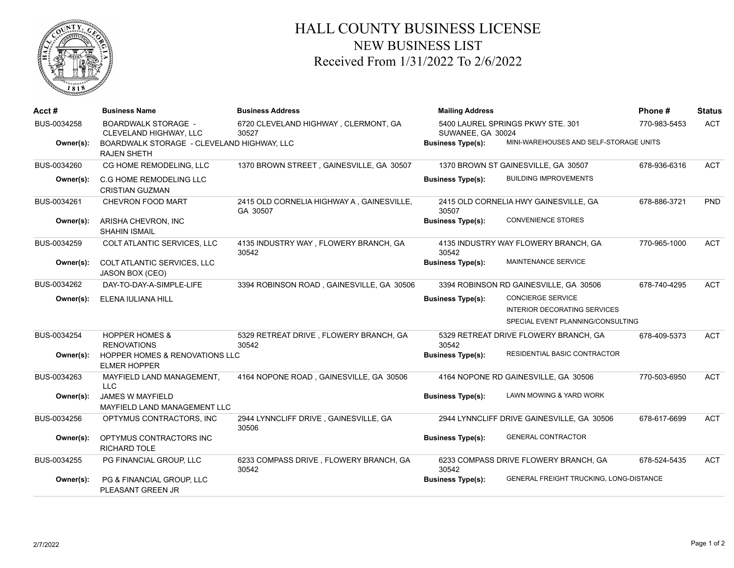# HALL COUNTY BUSINESS LICENSE

## NEW BUSINESS LIST

## Received From 1/31/2022 To 2/6/2022

| Acct # | Business Name | Business Address | Mailing Address | | Phone # | Status |
|---|---|---|---|---|---|---|
| BUS-0034258 | BOARDWALK STORAGE - CLEVELAND HIGHWAY, LLC | 6720 CLEVELAND HIGHWAY , CLERMONT, GA 30527 | 5400 LAUREL SPRINGS PKWY STE. 301 SUWANEE, GA 30024 | | 770-983-5453 | ACT |
| Owner(s): | BOARDWALK STORAGE - CLEVELAND HIGHWAY, LLC<br>RAJEN SHETH | | Business Type(s): | MINI-WAREHOUSES AND SELF-STORAGE UNITS | | |
| BUS-0034260 | CG HOME REMODELING, LLC | 1370 BROWN STREET , GAINESVILLE, GA 30507 | 1370 BROWN ST GAINESVILLE, GA 30507 | | 678-936-6316 | ACT |
| Owner(s): | C.G HOME REMODELING LLC<br>CRISTIAN GUZMAN | | Business Type(s): | BUILDING IMPROVEMENTS | | |
| BUS-0034261 | CHEVRON FOOD MART | 2415 OLD CORNELIA HIGHWAY A , GAINESVILLE, GA 30507 | 2415 OLD CORNELIA HWY GAINESVILLE, GA 30507 | | 678-886-3721 | PND |
| Owner(s): | ARISHA CHEVRON, INC<br>SHAHIN ISMAIL | | Business Type(s): | CONVENIENCE STORES | | |
| BUS-0034259 | COLT ATLANTIC SERVICES, LLC | 4135 INDUSTRY WAY , FLOWERY BRANCH, GA 30542 | 4135 INDUSTRY WAY FLOWERY BRANCH, GA 30542 | | 770-965-1000 | ACT |
| Owner(s): | COLT ATLANTIC SERVICES, LLC<br>JASON BOX (CEO) | | Business Type(s): | MAINTENANCE SERVICE | | |
| BUS-0034262 | DAY-TO-DAY-A-SIMPLE-LIFE | 3394 ROBINSON ROAD , GAINESVILLE, GA 30506 | 3394 ROBINSON RD GAINESVILLE, GA 30506 | | 678-740-4295 | ACT |
| Owner(s): | ELENA IULIANA HILL | | Business Type(s): | CONCIERGE SERVICE<br>INTERIOR DECORATING SERVICES<br>SPECIAL EVENT PLANNING/CONSULTING | | |
| BUS-0034254 | HOPPER HOMES & RENOVATIONS | 5329 RETREAT DRIVE , FLOWERY BRANCH, GA 30542 | 5329 RETREAT DRIVE FLOWERY BRANCH, GA 30542 | | 678-409-5373 | ACT |
| Owner(s): | HOPPER HOMES & RENOVATIONS LLC<br>ELMER HOPPER | | Business Type(s): | RESIDENTIAL BASIC CONTRACTOR | | |
| BUS-0034263 | MAYFIELD LAND MANAGEMENT, LLC | 4164 NOPONE ROAD , GAINESVILLE, GA 30506 | 4164 NOPONE RD GAINESVILLE, GA 30506 | | 770-503-6950 | ACT |
| Owner(s): | JAMES W MAYFIELD<br>MAYFIELD LAND MANAGEMENT LLC | | Business Type(s): | LAWN MOWING & YARD WORK | | |
| BUS-0034256 | OPTYMUS CONTRACTORS, INC | 2944 LYNNCLIFF DRIVE , GAINESVILLE, GA 30506 | 2944 LYNNCLIFF DRIVE GAINESVILLE, GA 30506 | | 678-617-6699 | ACT |
| Owner(s): | OPTYMUS CONTRACTORS INC<br>RICHARD TOLE | | Business Type(s): | GENERAL CONTRACTOR | | |
| BUS-0034255 | PG FINANCIAL GROUP, LLC | 6233 COMPASS DRIVE , FLOWERY BRANCH, GA 30542 | 6233 COMPASS DRIVE FLOWERY BRANCH, GA 30542 | | 678-524-5435 | ACT |
| Owner(s): | PG & FINANCIAL GROUP, LLC<br>PLEASANT GREEN JR | | Business Type(s): | GENERAL FREIGHT TRUCKING, LONG-DISTANCE | | |

2/7/2022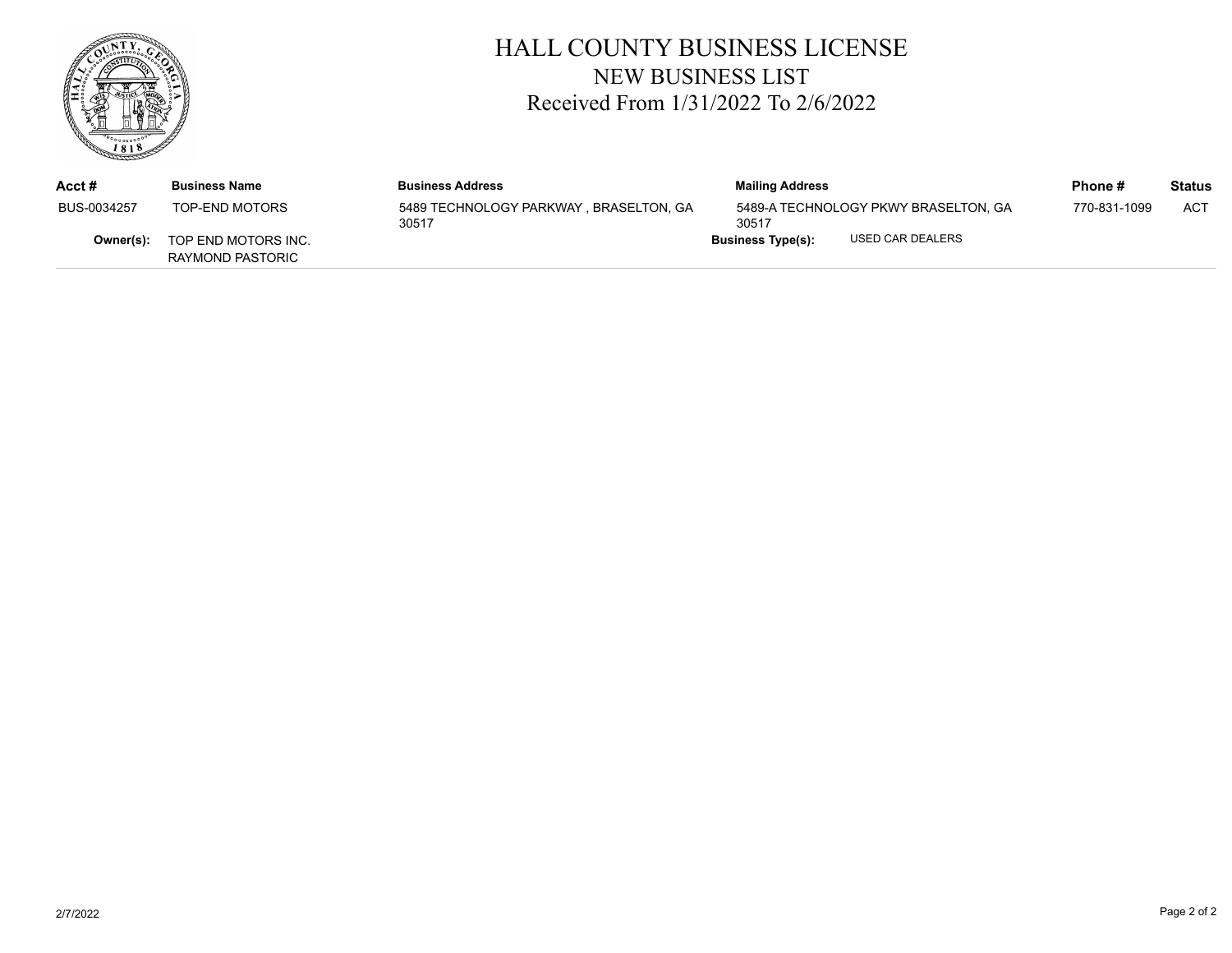# HALL COUNTY BUSINESS LICENSE
## NEW BUSINESS LIST
## Received From 1/31/2022 To 2/6/2022

| Acct # | Business Name | Business Address | Mailing Address | Phone # | Status |
|---|---|---|---|---|---|
| BUS-0034257 | TOP-END MOTORS | 5489 TECHNOLOGY PARKWAY , BRASELTON, GA 30517 | 5489-A TECHNOLOGY PKWY BRASELTON, GA 30517 | 770-831-1099 | ACT |
| **Owner(s):** | TOP END MOTORS INC.<br>RAYMOND PASTORIC | | **Business Type(s):** USED CAR DEALERS | | |

2/7/2022